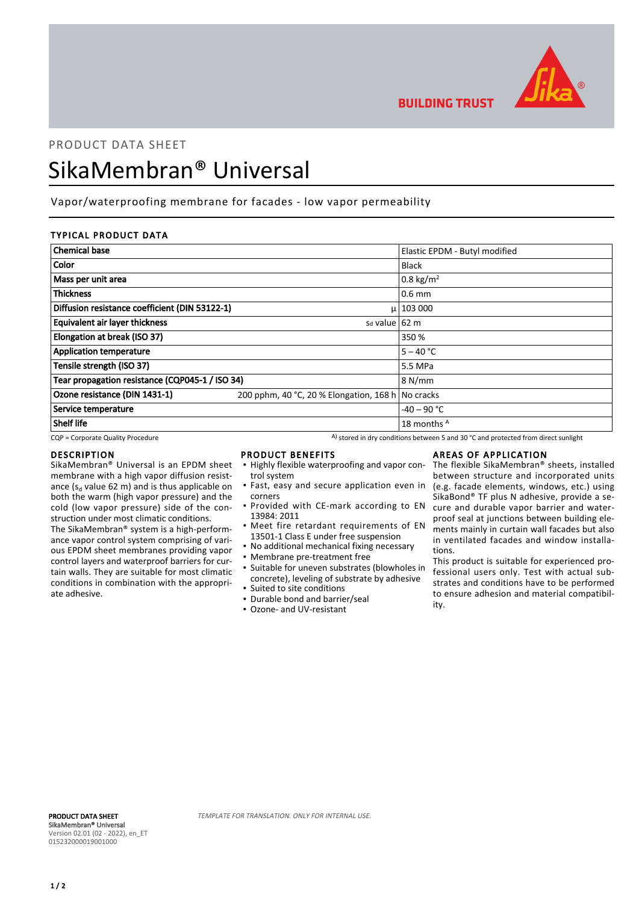PRODUCT DATA SHEET

# SikaMembran® Universal

Vapor/waterproofing membrane for facades - low vapor permeability

## TYPICAL PRODUCT DATA

| Property | Condition | Value |
|---|---|---|
| **Chemical base** | | Elastic EPDM - Butyl modified |
| **Color** | | Black |
| **Mass per unit area** | | 0.8 $kg/m^2$ |
| **Thickness** | | 0.6 mm |
| **Diffusion resistance coefficient (DIN 53122-1)** | $\mu$ | 103 000 |
| **Equivalent air layer thickness** | $s_d$ value | 62 m |
| **Elongation at break (ISO 37)** | | 350 % |
| **Application temperature** | | 5 – 40 °C |
| **Tensile strength (ISO 37)** | | 5.5 MPa |
| **Tear propagation resistance (CQP045-1 / ISO 34)** | | 8 N/mm |
| **Ozone resistance (DIN 1431-1)** | 200 pphm, 40 °C, 20 % Elongation, 168 h | No cracks |
| **Service temperature** | | -40 – 90 °C |
| **Shelf life** | | 18 months [A] |

CQP = Corporate Quality Procedure

[A] stored in dry conditions between 5 and 30 °C and protected from direct sunlight

## DESCRIPTION

SikaMembran® Universal is an EPDM sheet membrane with a high vapor diffusion resistance ($s_d$ value 62 m) and is thus applicable on both the warm (high vapor pressure) and the cold (low vapor pressure) side of the construction under most climatic conditions.

The SikaMembran® system is a high-performance vapor control system comprising of various EPDM sheet membranes providing vapor control layers and waterproof barriers for curtain walls. They are suitable for most climatic conditions in combination with the appropriate adhesive.

## PRODUCT BENEFITS

- Highly flexible waterproofing and vapor control system
- Fast, easy and secure application even in corners
- Provided with CE-mark according to EN 13984: 2011
- Meet fire retardant requirements of EN 13501-1 Class E under free suspension
- No additional mechanical fixing necessary
- Membrane pre-treatment free
- Suitable for uneven substrates (blowholes in concrete), leveling of substrate by adhesive
- Suited to site conditions
- Durable bond and barrier/seal
- Ozone- and UV-resistant

## AREAS OF APPLICATION

The flexible SikaMembran® sheets, installed between structure and incorporated units (e.g. facade elements, windows, etc.) using SikaBond® TF plus N adhesive, provide a secure and durable vapor barrier and waterproof seal at junctions between building elements mainly in curtain wall facades but also in ventilated facades and window installations.

This product is suitable for experienced professional users only. Test with actual substrates and conditions have to be performed to ensure adhesion and material compatibility.

**PRODUCT DATA SHEET**
**SikaMembran® Universal**
Version 02.01 (02 - 2022), en_ET
015232000019001000

*TEMPLATE FOR TRANSLATION. ONLY FOR INTERNAL USE.*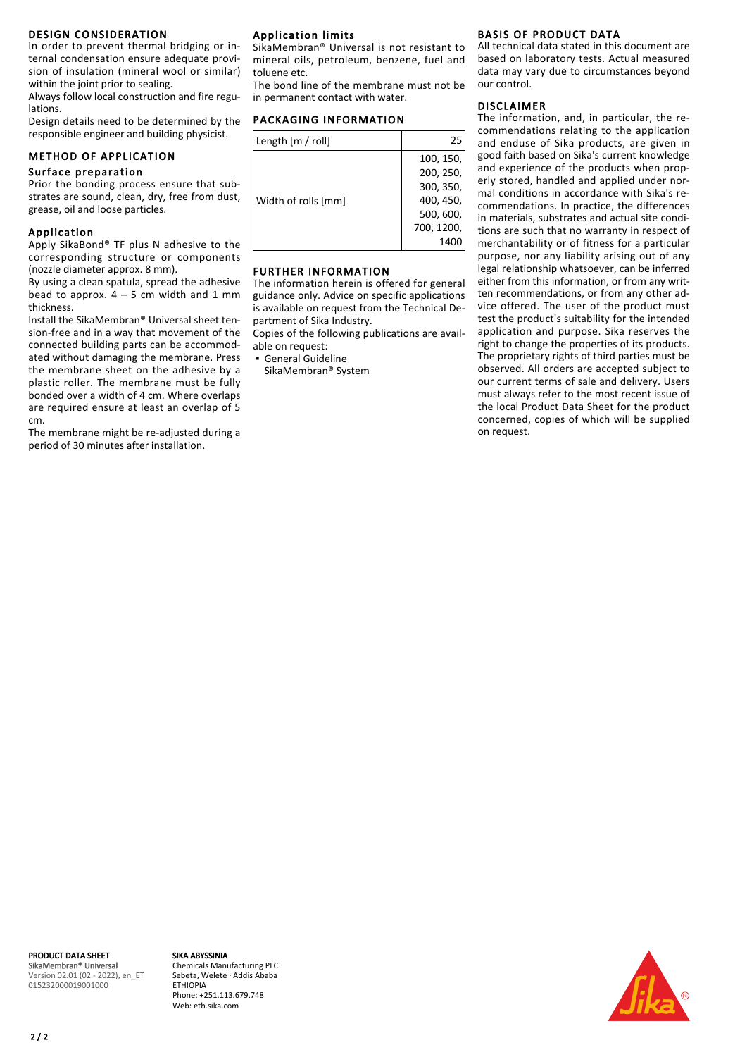## DESIGN CONSIDERATION

In order to prevent thermal bridging or internal condensation ensure adequate provision of insulation (mineral wool or similar) within the joint prior to sealing.

Always follow local construction and fire regulations.

Design details need to be determined by the responsible engineer and building physicist.

## METHOD OF APPLICATION

### Surface preparation

Prior the bonding process ensure that substrates are sound, clean, dry, free from dust, grease, oil and loose particles.

### Application

Apply SikaBond® TF plus N adhesive to the corresponding structure or components (nozzle diameter approx. 8 mm).

By using a clean spatula, spread the adhesive bead to approx. 4 – 5 cm width and 1 mm thickness.

Install the SikaMembran® Universal sheet tension-free and in a way that movement of the connected building parts can be accommodated without damaging the membrane. Press the membrane sheet on the adhesive by a plastic roller. The membrane must be fully bonded over a width of 4 cm. Where overlaps are required ensure at least an overlap of 5 cm.

The membrane might be re-adjusted during a period of 30 minutes after installation.

### Application limits

SikaMembran® Universal is not resistant to mineral oils, petroleum, benzene, fuel and toluene etc.

The bond line of the membrane must not be in permanent contact with water.

## PACKAGING INFORMATION

| | |
|---|---|
| Length [m / roll] | 25 |
| Width of rolls [mm] | 100, 150, 200, 250, 300, 350, 400, 450, 500, 600, 700, 1200, 1400 |

## FURTHER INFORMATION

The information herein is offered for general guidance only. Advice on specific applications is available on request from the Technical Department of Sika Industry.

Copies of the following publications are available on request:

- General Guideline SikaMembran® System

## BASIS OF PRODUCT DATA

All technical data stated in this document are based on laboratory tests. Actual measured data may vary due to circumstances beyond our control.

## DISCLAIMER

The information, and, in particular, the recommendations relating to the application and enduse of Sika products, are given in good faith based on Sika's current knowledge and experience of the products when properly stored, handled and applied under normal conditions in accordance with Sika's recommendations. In practice, the differences in materials, substrates and actual site conditions are such that no warranty in respect of merchantability or of fitness for a particular purpose, nor any liability arising out of any legal relationship whatsoever, can be inferred either from this information, or from any written recommendations, or from any other advice offered. The user of the product must test the product's suitability for the intended application and purpose. Sika reserves the right to change the properties of its products. The proprietary rights of third parties must be observed. All orders are accepted subject to our current terms of sale and delivery. Users must always refer to the most recent issue of the local Product Data Sheet for the product concerned, copies of which will be supplied on request.

**PRODUCT DATA SHEET**
**SikaMembran® Universal**
Version 02.01 (02 - 2022), en_ET
015232000019001000

**SIKA ABYSSINIA**
Chemicals Manufacturing PLC
Sebeta, Welete · Addis Ababa
ETHIOPIA
Phone: +251.113.679.748
Web: eth.sika.com